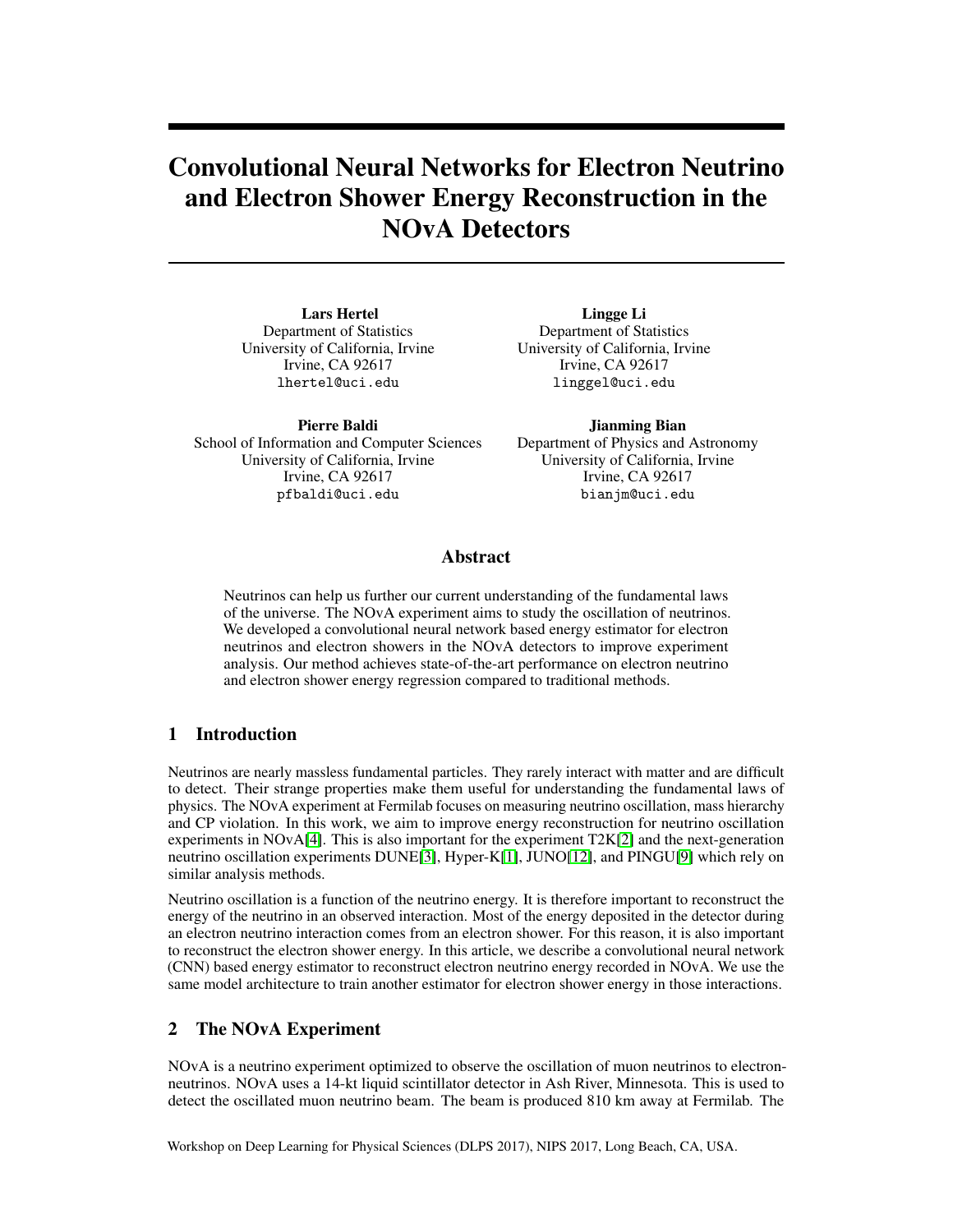# Convolutional Neural Networks for Electron Neutrino and Electron Shower Energy Reconstruction in the NOvA Detectors

**Lars Hertel**
Department of Statistics
University of California, Irvine
Irvine, CA 92617
lhertel@uci.edu

**Lingge Li**
Department of Statistics
University of California, Irvine
Irvine, CA 92617
linggel@uci.edu

**Pierre Baldi**
School of Information and Computer Sciences
University of California, Irvine
Irvine, CA 92617
pfbaldi@uci.edu

**Jianming Bian**
Department of Physics and Astronomy
University of California, Irvine
Irvine, CA 92617
bianjm@uci.edu

## Abstract

Neutrinos can help us further our current understanding of the fundamental laws of the universe. The NOvA experiment aims to study the oscillation of neutrinos. We developed a convolutional neural network based energy estimator for electron neutrinos and electron showers in the NOvA detectors to improve experiment analysis. Our method achieves state-of-the-art performance on electron neutrino and electron shower energy regression compared to traditional methods.

## 1 Introduction

Neutrinos are nearly massless fundamental particles. They rarely interact with matter and are difficult to detect. Their strange properties make them useful for understanding the fundamental laws of physics. The NOvA experiment at Fermilab focuses on measuring neutrino oscillation, mass hierarchy and CP violation. In this work, we aim to improve energy reconstruction for neutrino oscillation experiments in NOvA[4]. This is also important for the experiment T2K[2] and the next-generation neutrino oscillation experiments DUNE[3], Hyper-K[1], JUNO[12], and PINGU[9] which rely on similar analysis methods.

Neutrino oscillation is a function of the neutrino energy. It is therefore important to reconstruct the energy of the neutrino in an observed interaction. Most of the energy deposited in the detector during an electron neutrino interaction comes from an electron shower. For this reason, it is also important to reconstruct the electron shower energy. In this article, we describe a convolutional neural network (CNN) based energy estimator to reconstruct electron neutrino energy recorded in NOvA. We use the same model architecture to train another estimator for electron shower energy in those interactions.

## 2 The NOvA Experiment

NOvA is a neutrino experiment optimized to observe the oscillation of muon neutrinos to electron-neutrinos. NOvA uses a 14-kt liquid scintillator detector in Ash River, Minnesota. This is used to detect the oscillated muon neutrino beam. The beam is produced 810 km away at Fermilab. The

Workshop on Deep Learning for Physical Sciences (DLPS 2017), NIPS 2017, Long Beach, CA, USA.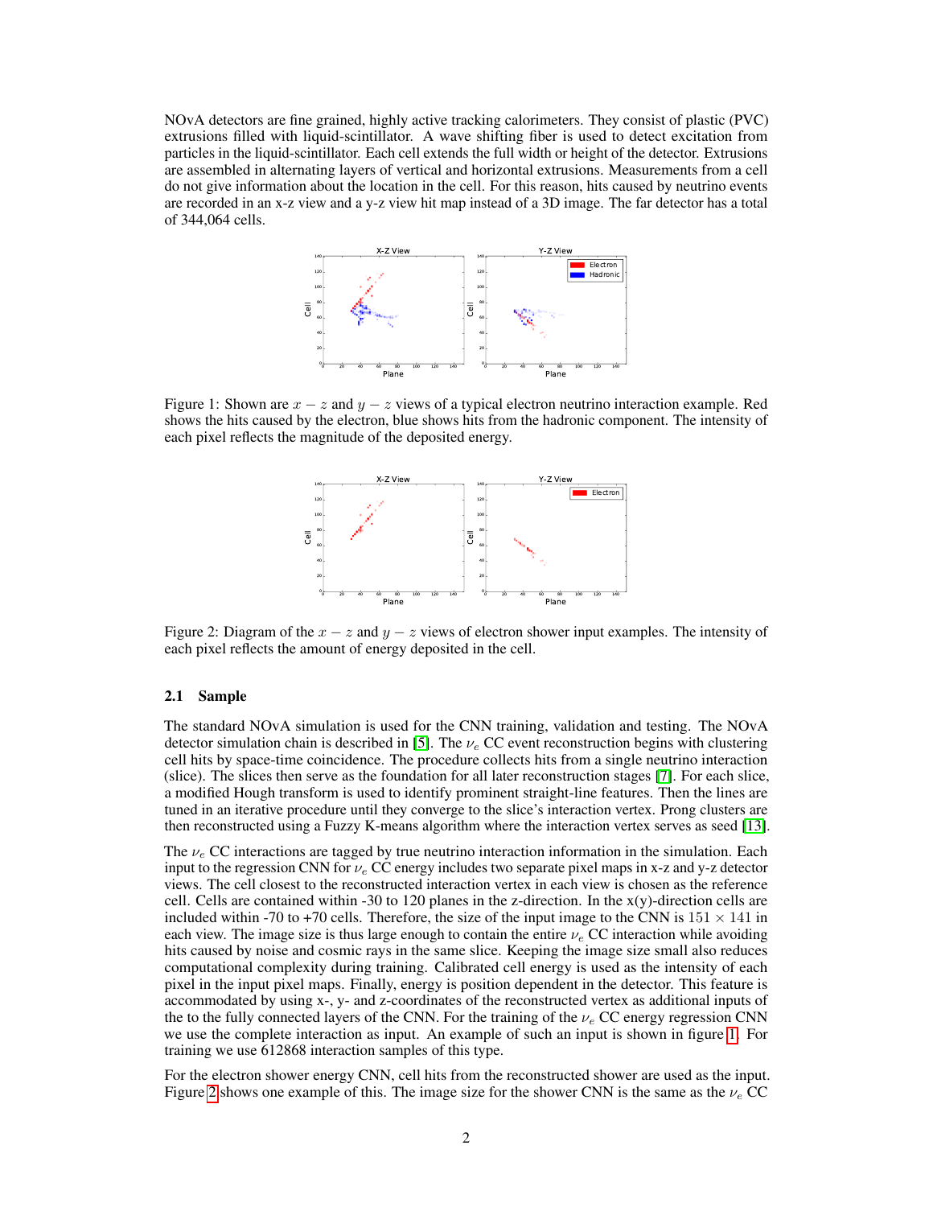NOvA detectors are fine grained, highly active tracking calorimeters. They consist of plastic (PVC) extrusions filled with liquid-scintillator. A wave shifting fiber is used to detect excitation from particles in the liquid-scintillator. Each cell extends the full width or height of the detector. Extrusions are assembled in alternating layers of vertical and horizontal extrusions. Measurements from a cell do not give information about the location in the cell. For this reason, hits caused by neutrino events are recorded in an x-z view and a y-z view hit map instead of a 3D image. The far detector has a total of 344,064 cells.

X-Z View
Y-Z View
Electron
Hadronic
Cell
Plane

Figure 1: Shown are $x - z$ and $y - z$ views of a typical electron neutrino interaction example. Red shows the hits caused by the electron, blue shows hits from the hadronic component. The intensity of each pixel reflects the magnitude of the deposited energy.

X-Z View
Y-Z View
Electron
Cell
Plane

Figure 2: Diagram of the $x - z$ and $y - z$ views of electron shower input examples. The intensity of each pixel reflects the amount of energy deposited in the cell.

### 2.1 Sample

The standard NOvA simulation is used for the CNN training, validation and testing. The NOvA detector simulation chain is described in [5]. The $\nu_e$ CC event reconstruction begins with clustering cell hits by space-time coincidence. The procedure collects hits from a single neutrino interaction (slice). The slices then serve as the foundation for all later reconstruction stages [7]. For each slice, a modified Hough transform is used to identify prominent straight-line features. Then the lines are tuned in an iterative procedure until they converge to the slice's interaction vertex. Prong clusters are then reconstructed using a Fuzzy K-means algorithm where the interaction vertex serves as seed [13].

The $\nu_e$ CC interactions are tagged by true neutrino interaction information in the simulation. Each input to the regression CNN for $\nu_e$ CC energy includes two separate pixel maps in x-z and y-z detector views. The cell closest to the reconstructed interaction vertex in each view is chosen as the reference cell. Cells are contained within -30 to 120 planes in the z-direction. In the x(y)-direction cells are included within -70 to +70 cells. Therefore, the size of the input image to the CNN is $151 \times 141$ in each view. The image size is thus large enough to contain the entire $\nu_e$ CC interaction while avoiding hits caused by noise and cosmic rays in the same slice. Keeping the image size small also reduces computational complexity during training. Calibrated cell energy is used as the intensity of each pixel in the input pixel maps. Finally, energy is position dependent in the detector. This feature is accommodated by using x-, y- and z-coordinates of the reconstructed vertex as additional inputs of the to the fully connected layers of the CNN. For the training of the $\nu_e$ CC energy regression CNN we use the complete interaction as input. An example of such an input is shown in figure 1. For training we use 612868 interaction samples of this type.

For the electron shower energy CNN, cell hits from the reconstructed shower are used as the input. Figure 2 shows one example of this. The image size for the shower CNN is the same as the $\nu_e$ CC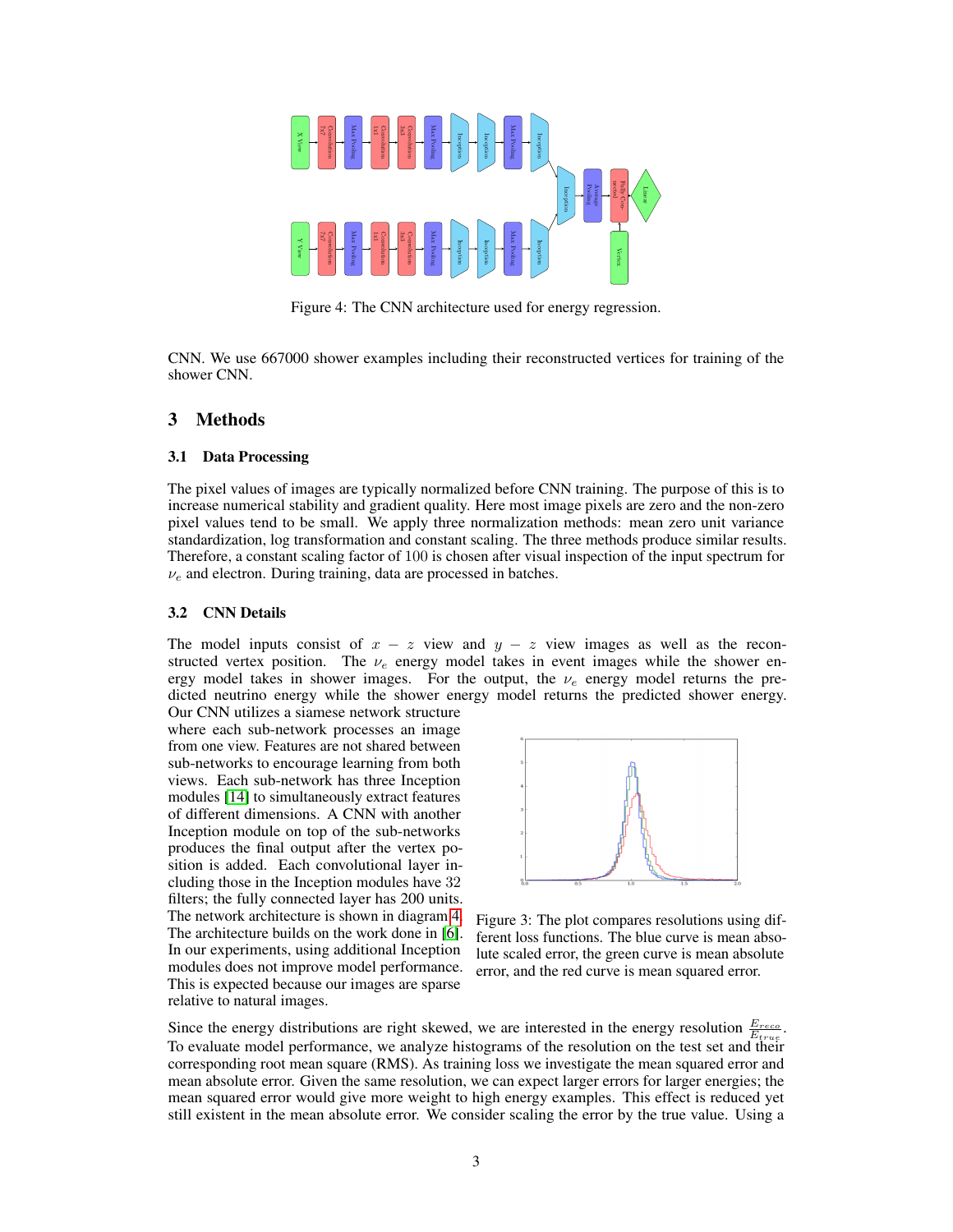X View
Convolution 7x7
Max Pooling
Convolution 1x1
Convolution 3x3
Max Pooling
Inception
Inception
Max Pooling
Inception
Inception
Average Pooling
Fully Connected
Linear
Y View
Convolution 7x7
Max Pooling
Convolution 1x1
Convolution 3x3
Max Pooling
Inception
Inception
Max Pooling
Inception
Vertex

Figure 4: The CNN architecture used for energy regression.

CNN. We use 667000 shower examples including their reconstructed vertices for training of the shower CNN.

## 3 Methods

### 3.1 Data Processing

The pixel values of images are typically normalized before CNN training. The purpose of this is to increase numerical stability and gradient quality. Here most image pixels are zero and the non-zero pixel values tend to be small. We apply three normalization methods: mean zero unit variance standardization, log transformation and constant scaling. The three methods produce similar results. Therefore, a constant scaling factor of 100 is chosen after visual inspection of the input spectrum for $\nu_e$ and electron. During training, data are processed in batches.

### 3.2 CNN Details

The model inputs consist of $x - z$ view and $y - z$ view images as well as the reconstructed vertex position. The $\nu_e$ energy model takes in event images while the shower energy model takes in shower images. For the output, the $\nu_e$ energy model returns the predicted neutrino energy while the shower energy model returns the predicted shower energy. Our CNN utilizes a siamese network structure where each sub-network processes an image from one view. Features are not shared between sub-networks to encourage learning from both views. Each sub-network has three Inception modules [14] to simultaneously extract features of different dimensions. A CNN with another Inception module on top of the sub-networks produces the final output after the vertex position is added. Each convolutional layer including those in the Inception modules have 32 filters; the fully connected layer has 200 units. The network architecture is shown in diagram 4. The architecture builds on the work done in [6]. In our experiments, using additional Inception modules does not improve model performance. This is expected because our images are sparse relative to natural images.

6
5
4
3
2
1
0
0.0
0.5
1.0
1.5
2.0

Figure 3: The plot compares resolutions using different loss functions. The blue curve is mean absolute scaled error, the green curve is mean absolute error, and the red curve is mean squared error.

Since the energy distributions are right skewed, we are interested in the energy resolution $\frac{E_{reco}}{E_{true}}$. To evaluate model performance, we analyze histograms of the resolution on the test set and their corresponding root mean square (RMS). As training loss we investigate the mean squared error and mean absolute error. Given the same resolution, we can expect larger errors for larger energies; the mean squared error would give more weight to high energy examples. This effect is reduced yet still existent in the mean absolute error. We consider scaling the error by the true value. Using a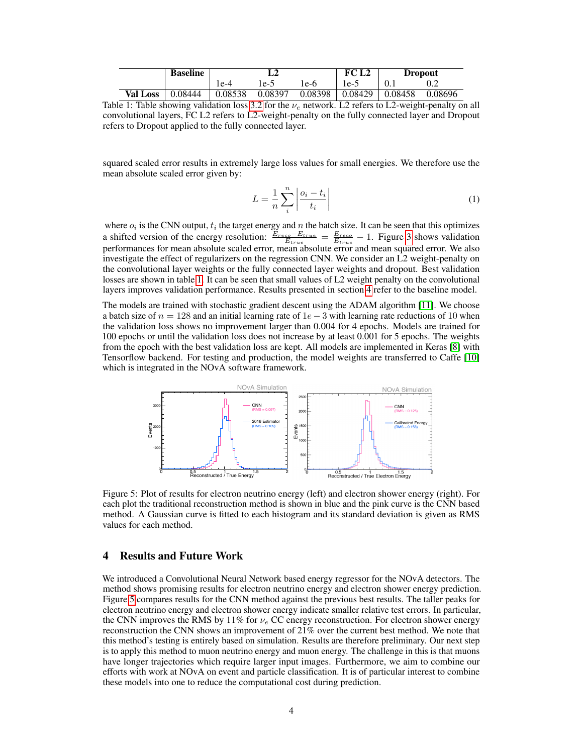| | Baseline | L2 | | | FC L2 | Dropout | |
|---|---|---|---|---|---|---|---|
| | | 1e-4 | 1e-5 | 1e-6 | 1e-5 | 0.1 | 0.2 |
| **Val Loss** | 0.08444 | 0.08538 | 0.08397 | 0.08398 | 0.08429 | 0.08458 | 0.08696 |

Table 1: Table showing validation loss 3.2 for the $\nu_e$ network. L2 refers to L2-weight-penalty on all convolutional layers, FC L2 refers to L2-weight-penalty on the fully connected layer and Dropout refers to Dropout applied to the fully connected layer.

squared scaled error results in extremely large loss values for small energies. We therefore use the mean absolute scaled error given by:

$$L = \frac{1}{n} \sum_{i}^{n} \left| \frac{o_i - t_i}{t_i} \right| \tag{1}$$

where $o_i$ is the CNN output, $t_i$ the target energy and $n$ the batch size. It can be seen that this optimizes a shifted version of the energy resolution: $\frac{E_{reco} - E_{true}}{E_{true}} = \frac{E_{reco}}{E_{true}} - 1$. Figure 3 shows validation performances for mean absolute scaled error, mean absolute error and mean squared error. We also investigate the effect of regularizers on the regression CNN. We consider an L2 weight-penalty on the convolutional layer weights or the fully connected layer weights and dropout. Best validation losses are shown in table 1. It can be seen that small values of L2 weight penalty on the convolutional layers improves validation performance. Results presented in section 4 refer to the baseline model.

The models are trained with stochastic gradient descent using the ADAM algorithm [11]. We choose a batch size of $n = 128$ and an initial learning rate of $1e-3$ with learning rate reductions of 10 when the validation loss shows no improvement larger than 0.004 for 4 epochs. Models are trained for 100 epochs or until the validation loss does not increase by at least 0.001 for 5 epochs. The weights from the epoch with the best validation loss are kept. All models are implemented in Keras [8] with Tensorflow backend. For testing and production, the model weights are transferred to Caffe [10] which is integrated in the NOvA software framework.

NOvA Simulation
CNN (RMS = 0.097)
2016 Estimator (RMS = 0.109)
Events
Reconstructed / True Energy

NOvA Simulation
CNN (RMS = 0.125)
Calibrated Energy (RMS = 0.158)
Events
Reconstructed / True Electron Energy

Figure 5: Plot of results for electron neutrino energy (left) and electron shower energy (right). For each plot the traditional reconstruction method is shown in blue and the pink curve is the CNN based method. A Gaussian curve is fitted to each histogram and its standard deviation is given as RMS values for each method.

## 4 Results and Future Work

We introduced a Convolutional Neural Network based energy regressor for the NOvA detectors. The method shows promising results for electron neutrino energy and electron shower energy prediction. Figure 5 compares results for the CNN method against the previous best results. The taller peaks for electron neutrino energy and electron shower energy indicate smaller relative test errors. In particular, the CNN improves the RMS by 11% for $\nu_e$ CC energy reconstruction. For electron shower energy reconstruction the CNN shows an improvement of 21% over the current best method. We note that this method's testing is entirely based on simulation. Results are therefore preliminary. Our next step is to apply this method to muon neutrino energy and muon energy. The challenge in this is that muons have longer trajectories which require larger input images. Furthermore, we aim to combine our efforts with work at NOvA on event and particle classification. It is of particular interest to combine these models into one to reduce the computational cost during prediction.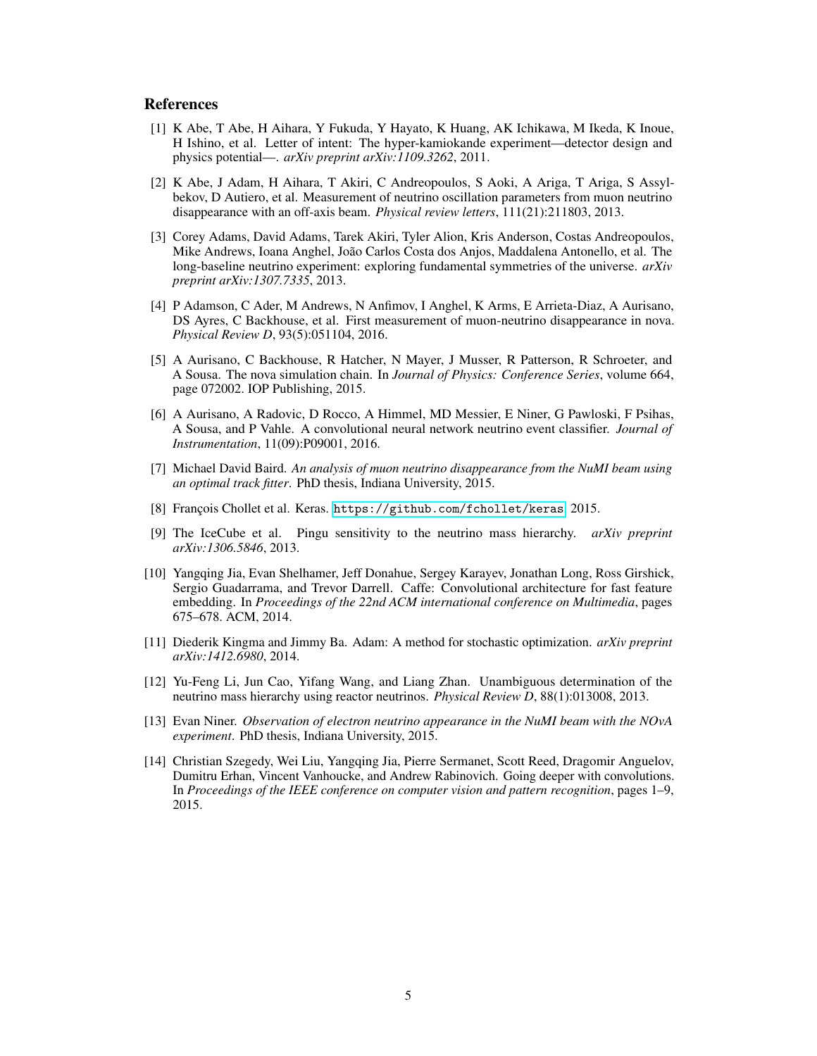# References

[1] K Abe, T Abe, H Aihara, Y Fukuda, Y Hayato, K Huang, AK Ichikawa, M Ikeda, K Inoue, H Ishino, et al. Letter of intent: The hyper-kamiokande experiment—detector design and physics potential—. *arXiv preprint arXiv:1109.3262*, 2011.

[2] K Abe, J Adam, H Aihara, T Akiri, C Andreopoulos, S Aoki, A Ariga, T Ariga, S Assylbekov, D Autiero, et al. Measurement of neutrino oscillation parameters from muon neutrino disappearance with an off-axis beam. *Physical review letters*, 111(21):211803, 2013.

[3] Corey Adams, David Adams, Tarek Akiri, Tyler Alion, Kris Anderson, Costas Andreopoulos, Mike Andrews, Ioana Anghel, João Carlos Costa dos Anjos, Maddalena Antonello, et al. The long-baseline neutrino experiment: exploring fundamental symmetries of the universe. *arXiv preprint arXiv:1307.7335*, 2013.

[4] P Adamson, C Ader, M Andrews, N Anfimov, I Anghel, K Arms, E Arrieta-Diaz, A Aurisano, DS Ayres, C Backhouse, et al. First measurement of muon-neutrino disappearance in nova. *Physical Review D*, 93(5):051104, 2016.

[5] A Aurisano, C Backhouse, R Hatcher, N Mayer, J Musser, R Patterson, R Schroeter, and A Sousa. The nova simulation chain. In *Journal of Physics: Conference Series*, volume 664, page 072002. IOP Publishing, 2015.

[6] A Aurisano, A Radovic, D Rocco, A Himmel, MD Messier, E Niner, G Pawloski, F Psihas, A Sousa, and P Vahle. A convolutional neural network neutrino event classifier. *Journal of Instrumentation*, 11(09):P09001, 2016.

[7] Michael David Baird. *An analysis of muon neutrino disappearance from the NuMI beam using an optimal track fitter*. PhD thesis, Indiana University, 2015.

[8] François Chollet et al. Keras. https://github.com/fchollet/keras, 2015.

[9] The IceCube et al. Pingu sensitivity to the neutrino mass hierarchy. *arXiv preprint arXiv:1306.5846*, 2013.

[10] Yangqing Jia, Evan Shelhamer, Jeff Donahue, Sergey Karayev, Jonathan Long, Ross Girshick, Sergio Guadarrama, and Trevor Darrell. Caffe: Convolutional architecture for fast feature embedding. In *Proceedings of the 22nd ACM international conference on Multimedia*, pages 675–678. ACM, 2014.

[11] Diederik Kingma and Jimmy Ba. Adam: A method for stochastic optimization. *arXiv preprint arXiv:1412.6980*, 2014.

[12] Yu-Feng Li, Jun Cao, Yifang Wang, and Liang Zhan. Unambiguous determination of the neutrino mass hierarchy using reactor neutrinos. *Physical Review D*, 88(1):013008, 2013.

[13] Evan Niner. *Observation of electron neutrino appearance in the NuMI beam with the NOvA experiment*. PhD thesis, Indiana University, 2015.

[14] Christian Szegedy, Wei Liu, Yangqing Jia, Pierre Sermanet, Scott Reed, Dragomir Anguelov, Dumitru Erhan, Vincent Vanhoucke, and Andrew Rabinovich. Going deeper with convolutions. In *Proceedings of the IEEE conference on computer vision and pattern recognition*, pages 1–9, 2015.